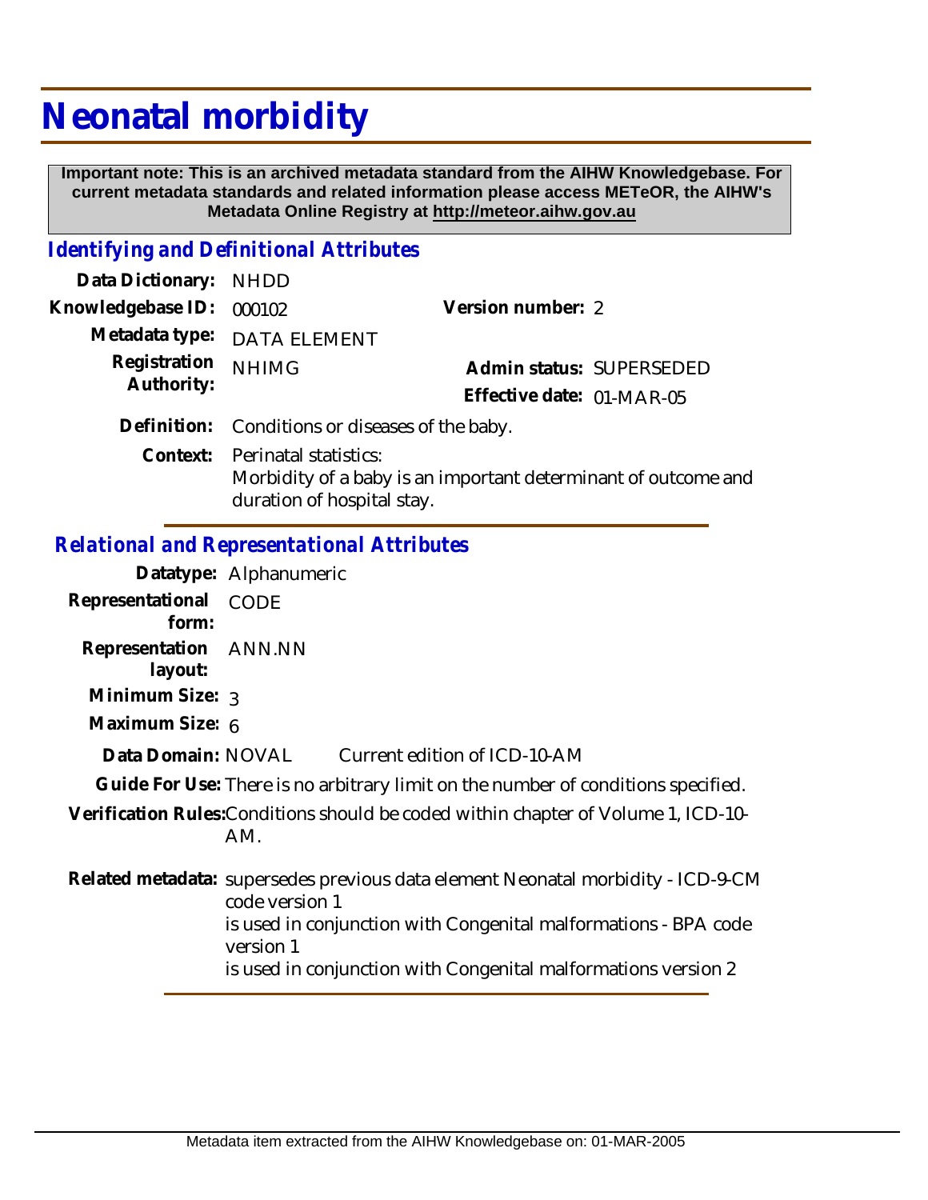# Neonatal morbidity

**Important note: This is an archived metadata standard from the AIHW Knowledgebase. For current metadata standards and related information please access METeOR, the AIHW's Metadata Online Registry at http://meteor.aihw.gov.au**

## *Identifying and Definitional Attributes*

| | | | |
|---|---|---|---|
| **Data Dictionary:** | NHDD | | |
| **Knowledgebase ID:** | 000102 | **Version number:** | 2 |
| **Metadata type:** | DATA ELEMENT | | |
| **Registration Authority:** | NHIMG | **Admin status:** | SUPERSEDED |
| | | **Effective date:** | 01-MAR-05 |

**Definition:** Conditions or diseases of the baby.

**Context:** Perinatal statistics:
Morbidity of a baby is an important determinant of outcome and duration of hospital stay.

## *Relational and Representational Attributes*

**Datatype:** Alphanumeric

**Representational form:** CODE

**Representation layout:** ANN.NN

**Minimum Size:** 3

**Maximum Size:** 6

**Data Domain:** NOVAL Current edition of ICD-10-AM

**Guide For Use:** There is no arbitrary limit on the number of conditions specified.

**Verification Rules:** Conditions should be coded within chapter of Volume 1, ICD-10-AM.

**Related metadata:** supersedes previous data element Neonatal morbidity - ICD-9-CM code version 1
is used in conjunction with Congenital malformations - BPA code version 1
is used in conjunction with Congenital malformations version 2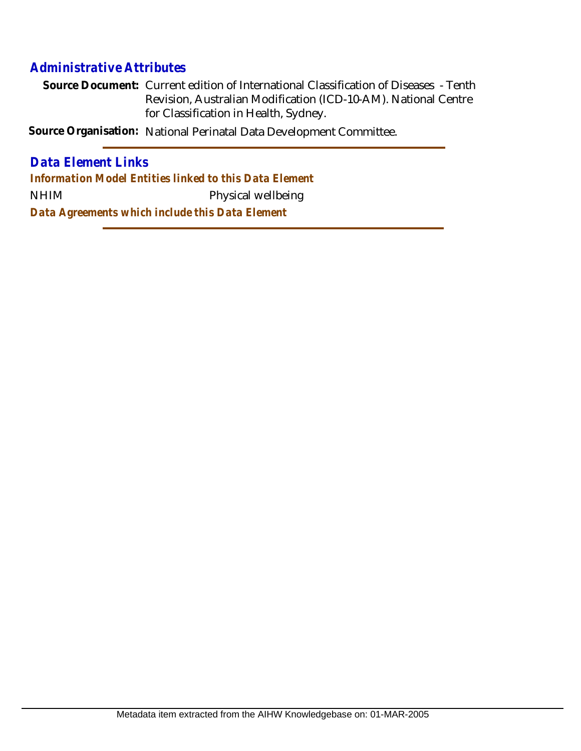## Administrative Attributes

**Source Document:** Current edition of International Classification of Diseases - Tenth Revision, Australian Modification (ICD-10-AM). National Centre for Classification in Health, Sydney.

**Source Organisation:** National Perinatal Data Development Committee.

## Data Element Links

### Information Model Entities linked to this Data Element

NHIM Physical wellbeing

### Data Agreements which include this Data Element

Metadata item extracted from the AIHW Knowledgebase on: 01-MAR-2005